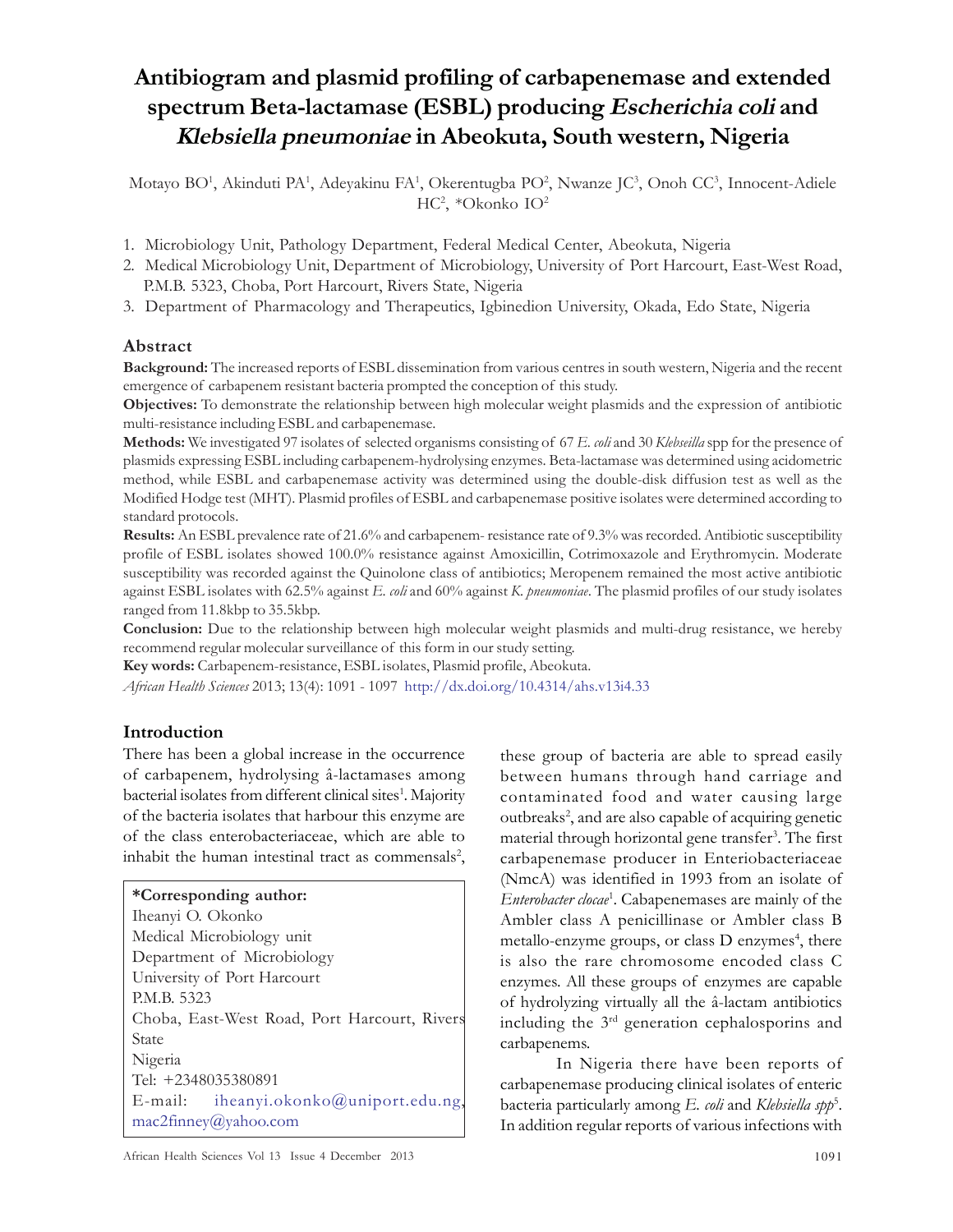# Antibiogram and plasmid profiling of carbapenemase and extended spectrum Beta-lactamase (ESBL) producing *Escherichia coli* and *Klebsiella pneumoniae* in Abeokuta, South western, Nigeria

Motayo BO[1], Akinduti PA[1], Adeyakinu FA[1], Okerentugba PO[2], Nwanze JC[3], Onoh CC[3], Innocent-Adiele HC[2], *Okonko IO[2]

1. Microbiology Unit, Pathology Department, Federal Medical Center, Abeokuta, Nigeria
2. Medical Microbiology Unit, Department of Microbiology, University of Port Harcourt, East-West Road, P.M.B. 5323, Choba, Port Harcourt, Rivers State, Nigeria
3. Department of Pharmacology and Therapeutics, Igbinedion University, Okada, Edo State, Nigeria

## Abstract

**Background:** The increased reports of ESBL dissemination from various centres in south western, Nigeria and the recent emergence of carbapenem resistant bacteria prompted the conception of this study.

**Objectives:** To demonstrate the relationship between high molecular weight plasmids and the expression of antibiotic multi-resistance including ESBL and carbapenemase.

**Methods:** We investigated 97 isolates of selected organisms consisting of 67 *E. coli* and 30 *Klebseilla* spp for the presence of plasmids expressing ESBL including carbapenem-hydrolysing enzymes. Beta-lactamase was determined using acidometric method, while ESBL and carbapenemase activity was determined using the double-disk diffusion test as well as the Modified Hodge test (MHT). Plasmid profiles of ESBL and carbapenemase positive isolates were determined according to standard protocols.

**Results:** An ESBL prevalence rate of 21.6% and carbapenem- resistance rate of 9.3% was recorded. Antibiotic susceptibility profile of ESBL isolates showed 100.0% resistance against Amoxicillin, Cotrimoxazole and Erythromycin. Moderate susceptibility was recorded against the Quinolone class of antibiotics; Meropenem remained the most active antibiotic against ESBL isolates with 62.5% against *E. coli* and 60% against *K. pneumoniae*. The plasmid profiles of our study isolates ranged from 11.8kbp to 35.5kbp.

**Conclusion:** Due to the relationship between high molecular weight plasmids and multi-drug resistance, we hereby recommend regular molecular surveillance of this form in our study setting.

**Key words:** Carbapenem-resistance, ESBL isolates, Plasmid profile, Abeokuta.

*African Health Sciences* 2013; 13(4): 1091 - 1097 http://dx.doi.org/10.4314/ahs.v13i4.33

## Introduction

There has been a global increase in the occurrence of carbapenem, hydrolysing â-lactamases among bacterial isolates from different clinical sites[1]. Majority of the bacteria isolates that harbour this enzyme are of the class enterobacteriaceae, which are able to inhabit the human intestinal tract as commensals[2], these group of bacteria are able to spread easily between humans through hand carriage and contaminated food and water causing large outbreaks[2], and are also capable of acquiring genetic material through horizontal gene transfer[3]. The first carbapenemase producer in Enteriobacteriaceae (NmcA) was identified in 1993 from an isolate of *Enterobacter clocae*[1]. Cabapenemases are mainly of the Ambler class A penicillinase or Ambler class B metallo-enzyme groups, or class D enzymes[4], there is also the rare chromosome encoded class C enzymes. All these groups of enzymes are capable of hydrolyzing virtually all the â-lactam antibiotics including the 3rd generation cephalosporins and carbapenems.

In Nigeria there have been reports of carbapenemase producing clinical isolates of enteric bacteria particularly among *E. coli* and *Klebsiella spp*[5]. In addition regular reports of various infections with

**\*Corresponding author:**
Iheanyi O. Okonko
Medical Microbiology unit
Department of Microbiology
University of Port Harcourt
P.M.B. 5323
Choba, East-West Road, Port Harcourt, Rivers State
Nigeria
Tel: +2348035380891
E-mail: iheanyi.okonko@uniport.edu.ng, mac2finney@yahoo.com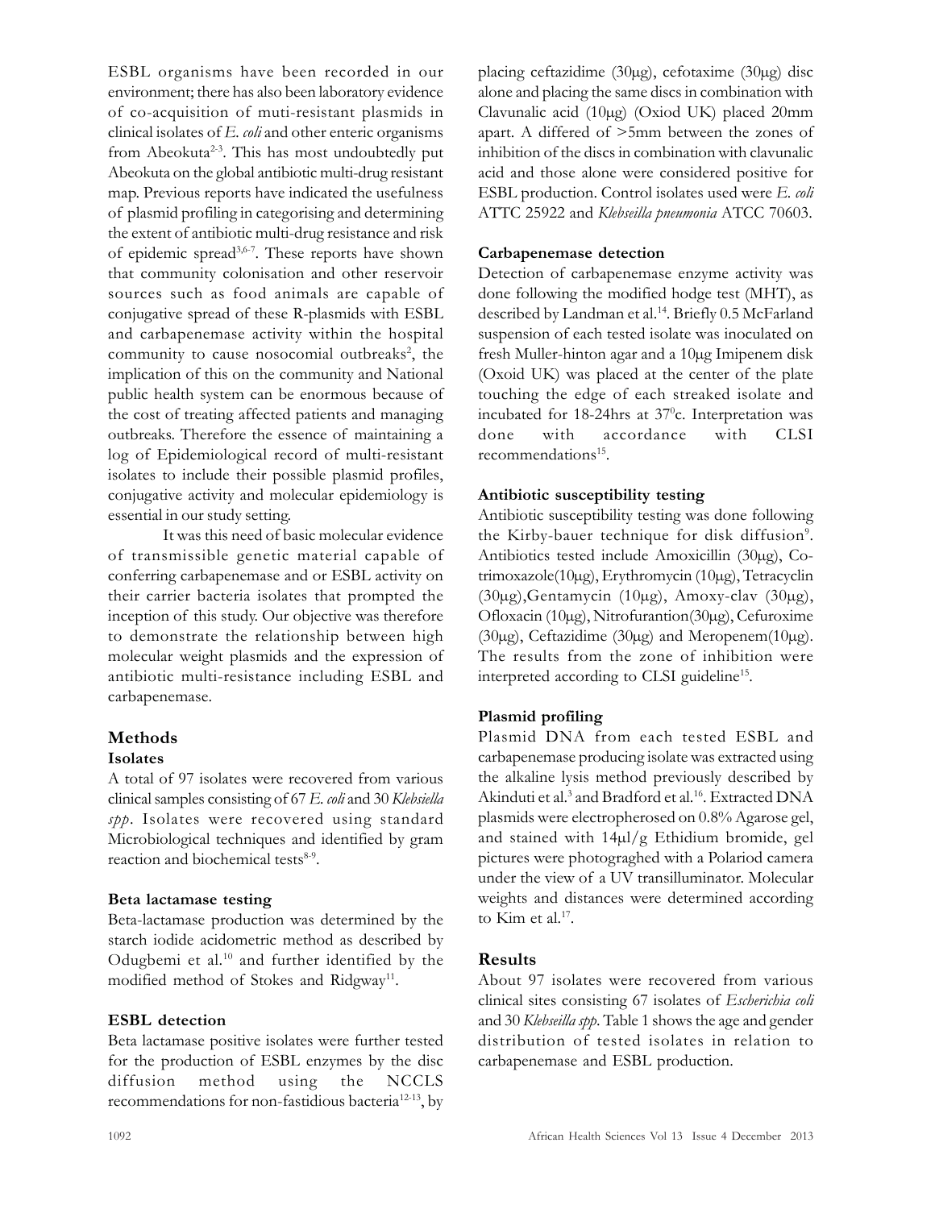ESBL organisms have been recorded in our environment; there has also been laboratory evidence of co-acquisition of muti-resistant plasmids in clinical isolates of *E. coli* and other enteric organisms from Abeokuta[2-3]. This has most undoubtedly put Abeokuta on the global antibiotic multi-drug resistant map. Previous reports have indicated the usefulness of plasmid profiling in categorising and determining the extent of antibiotic multi-drug resistance and risk of epidemic spread[3,6-7]. These reports have shown that community colonisation and other reservoir sources such as food animals are capable of conjugative spread of these R-plasmids with ESBL and carbapenemase activity within the hospital community to cause nosocomial outbreaks[2], the implication of this on the community and National public health system can be enormous because of the cost of treating affected patients and managing outbreaks. Therefore the essence of maintaining a log of Epidemiological record of multi-resistant isolates to include their possible plasmid profiles, conjugative activity and molecular epidemiology is essential in our study setting.

It was this need of basic molecular evidence of transmissible genetic material capable of conferring carbapenemase and or ESBL activity on their carrier bacteria isolates that prompted the inception of this study. Our objective was therefore to demonstrate the relationship between high molecular weight plasmids and the expression of antibiotic multi-resistance including ESBL and carbapenemase.

## Methods

### Isolates

A total of 97 isolates were recovered from various clinical samples consisting of 67 *E. coli* and 30 *Klebsiella spp*. Isolates were recovered using standard Microbiological techniques and identified by gram reaction and biochemical tests[8-9].

### Beta lactamase testing

Beta-lactamase production was determined by the starch iodide acidometric method as described by Odugbemi et al.[10] and further identified by the modified method of Stokes and Ridgway[11].

### ESBL detection

Beta lactamase positive isolates were further tested for the production of ESBL enzymes by the disc diffusion method using the NCCLS recommendations for non-fastidious bacteria[12-13], by placing ceftazidime (30μg), cefotaxime (30μg) disc alone and placing the same discs in combination with Clavunalic acid (10μg) (Oxiod UK) placed 20mm apart. A differed of >5mm between the zones of inhibition of the discs in combination with clavunalic acid and those alone were considered positive for ESBL production. Control isolates used were *E. coli* ATTC 25922 and *Klebseilla pneumonia* ATCC 70603.

### Carbapenemase detection

Detection of carbapenemase enzyme activity was done following the modified hodge test (MHT), as described by Landman et al.[14]. Briefly 0.5 McFarland suspension of each tested isolate was inoculated on fresh Muller-hinton agar and a 10μg Imipenem disk (Oxoid UK) was placed at the center of the plate touching the edge of each streaked isolate and incubated for 18-24hrs at 37$^0$c. Interpretation was done with accordance with CLSI recommendations[15].

### Antibiotic susceptibility testing

Antibiotic susceptibility testing was done following the Kirby-bauer technique for disk diffusion[9]. Antibiotics tested include Amoxicillin (30μg), Co-trimoxazole(10μg), Erythromycin (10μg), Tetracyclin (30μg),Gentamycin (10μg), Amoxy-clav (30μg), Ofloxacin (10μg), Nitrofurantion(30μg), Cefuroxime (30μg), Ceftazidime (30μg) and Meropenem(10μg). The results from the zone of inhibition were interpreted according to CLSI guideline[15].

### Plasmid profiling

Plasmid DNA from each tested ESBL and carbapenemase producing isolate was extracted using the alkaline lysis method previously described by Akinduti et al.[3] and Bradford et al.[16]. Extracted DNA plasmids were electropherosed on 0.8% Agarose gel, and stained with 14μl/g Ethidium bromide, gel pictures were photograghed with a Polariod camera under the view of a UV transilluminator. Molecular weights and distances were determined according to Kim et al.[17].

## Results

About 97 isolates were recovered from various clinical sites consisting 67 isolates of *Escherichia coli* and 30 *Klebseilla spp*. Table 1 shows the age and gender distribution of tested isolates in relation to carbapenemase and ESBL production.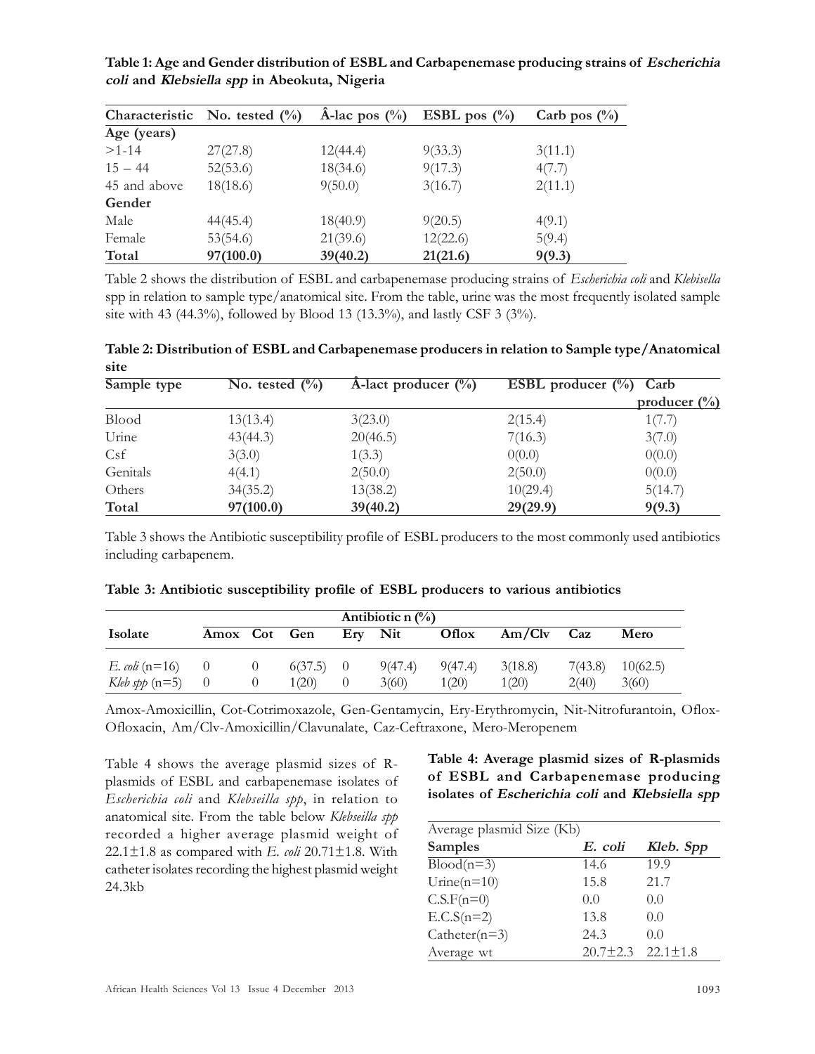**Table 1: Age and Gender distribution of ESBL and Carbapenemase producing strains of *Escherichia coli* and *Klebsiella spp* in Abeokuta, Nigeria**

| Characteristic | No. tested (%) | Â-lac pos (%) | ESBL pos (%) | Carb pos (%) |
|---|---|---|---|---|
| **Age (years)** | | | | |
| >1-14 | 27(27.8) | 12(44.4) | 9(33.3) | 3(11.1) |
| 15 – 44 | 52(53.6) | 18(34.6) | 9(17.3) | 4(7.7) |
| 45 and above | 18(18.6) | 9(50.0) | 3(16.7) | 2(11.1) |
| **Gender** | | | | |
| Male | 44(45.4) | 18(40.9) | 9(20.5) | 4(9.1) |
| Female | 53(54.6) | 21(39.6) | 12(22.6) | 5(9.4) |
| **Total** | **97(100.0)** | **39(40.2)** | **21(21.6)** | **9(9.3)** |

Table 2 shows the distribution of ESBL and carbapenemase producing strains of *Escherichia coli* and *Klebisella* spp in relation to sample type/anatomical site. From the table, urine was the most frequently isolated sample site with 43 (44.3%), followed by Blood 13 (13.3%), and lastly CSF 3 (3%).

**Table 2: Distribution of ESBL and Carbapenemase producers in relation to Sample type/Anatomical site**

| Sample type | No. tested (%) | Â-lact producer (%) | ESBL producer (%) | Carb producer (%) |
|---|---|---|---|---|
| Blood | 13(13.4) | 3(23.0) | 2(15.4) | 1(7.7) |
| Urine | 43(44.3) | 20(46.5) | 7(16.3) | 3(7.0) |
| Csf | 3(3.0) | 1(3.3) | 0(0.0) | 0(0.0) |
| Genitals | 4(4.1) | 2(50.0) | 2(50.0) | 0(0.0) |
| Others | 34(35.2) | 13(38.2) | 10(29.4) | 5(14.7) |
| **Total** | **97(100.0)** | **39(40.2)** | **29(29.9)** | **9(9.3)** |

Table 3 shows the Antibiotic susceptibility profile of ESBL producers to the most commonly used antibiotics including carbapenem.

**Table 3: Antibiotic susceptibility profile of ESBL producers to various antibiotics**

| | Antibiotic n (%) | | | | | | | | |
|---|---|---|---|---|---|---|---|---|---|
| **Isolate** | **Amox** | **Cot** | **Gen** | **Ery** | **Nit** | **Oflox** | **Am/Clv** | **Caz** | **Mero** |
| *E. coli* (n=16) | 0 | 0 | 6(37.5) | 0 | 9(47.4) | 9(47.4) | 3(18.8) | 7(43.8) | 10(62.5) |
| *Kleb spp* (n=5) | 0 | 0 | 1(20) | 0 | 3(60) | 1(20) | 1(20) | 2(40) | 3(60) |

Amox-Amoxicillin, Cot-Cotrimoxazole, Gen-Gentamycin, Ery-Erythromycin, Nit-Nitrofurantoin, Oflox-Ofloxacin, Am/Clv-Amoxicillin/Clavunalate, Caz-Ceftraxone, Mero-Meropenem

Table 4 shows the average plasmid sizes of R-plasmids of ESBL and carbapenemase isolates of *Escherichia coli* and *Klebseilla spp*, in relation to anatomical site. From the table below *Klebseilla spp* recorded a higher average plasmid weight of 22.1±1.8 as compared with *E. coli* 20.71±1.8. With catheter isolates recording the highest plasmid weight 24.3kb

**Table 4: Average plasmid sizes of R-plasmids of ESBL and Carbapenemase producing isolates of *Escherichia coli* and *Klebsiella spp***

| Average plasmid Size (Kb) | | |
|---|---|---|
| **Samples** | ***E. coli*** | ***Kleb. Spp*** |
| Blood(n=3) | 14.6 | 19.9 |
| Urine(n=10) | 15.8 | 21.7 |
| C.S.F(n=0) | 0.0 | 0.0 |
| E.C.S(n=2) | 13.8 | 0.0 |
| Catheter(n=3) | 24.3 | 0.0 |
| Average wt | 20.7±2.3 | 22.1±1.8 |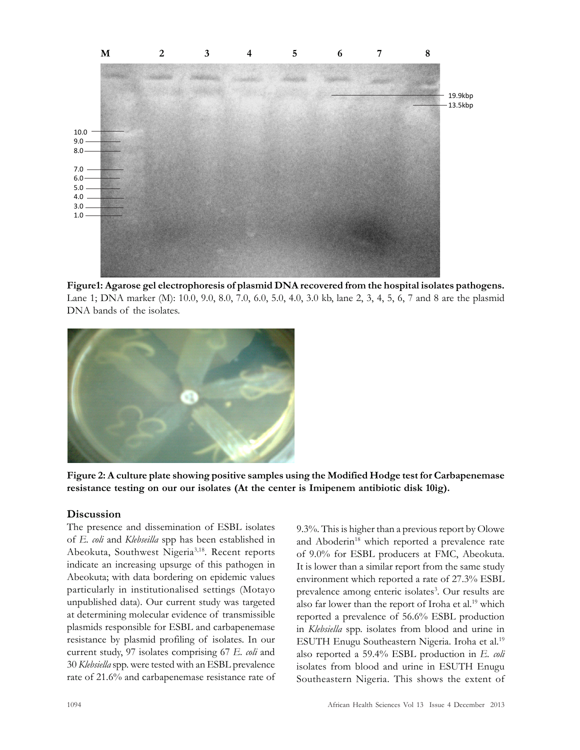**Figure1: Agarose gel electrophoresis of plasmid DNA recovered from the hospital isolates pathogens.** Lane 1; DNA marker (M): 10.0, 9.0, 8.0, 7.0, 6.0, 5.0, 4.0, 3.0 kb, lane 2, 3, 4, 5, 6, 7 and 8 are the plasmid DNA bands of the isolates.

**Figure 2: A culture plate showing positive samples using the Modified Hodge test for Carbapenemase resistance testing on our our isolates (At the center is Imipenem antibiotic disk 10ìg).**

## Discussion

The presence and dissemination of ESBL isolates of *E. coli* and *Klebseilla* spp has been established in Abeokuta, Southwest Nigeria[3,18]. Recent reports indicate an increasing upsurge of this pathogen in Abeokuta; with data bordering on epidemic values particularly in institutionalised settings (Motayo unpublished data). Our current study was targeted at determining molecular evidence of transmissible plasmids responsible for ESBL and carbapenemase resistance by plasmid profiling of isolates. In our current study, 97 isolates comprising 67 *E. coli* and 30 *Klebsiella* spp. were tested with an ESBL prevalence rate of 21.6% and carbapenemase resistance rate of 9.3%. This is higher than a previous report by Olowe and Aboderin[18] which reported a prevalence rate of 9.0% for ESBL producers at FMC, Abeokuta. It is lower than a similar report from the same study environment which reported a rate of 27.3% ESBL prevalence among enteric isolates[3]. Our results are also far lower than the report of Iroha et al.[19] which reported a prevalence of 56.6% ESBL production in *Klebsiella* spp. isolates from blood and urine in ESUTH Enugu Southeastern Nigeria. Iroha et al.[19] also reported a 59.4% ESBL production in *E. coli* isolates from blood and urine in ESUTH Enugu Southeastern Nigeria. This shows the extent of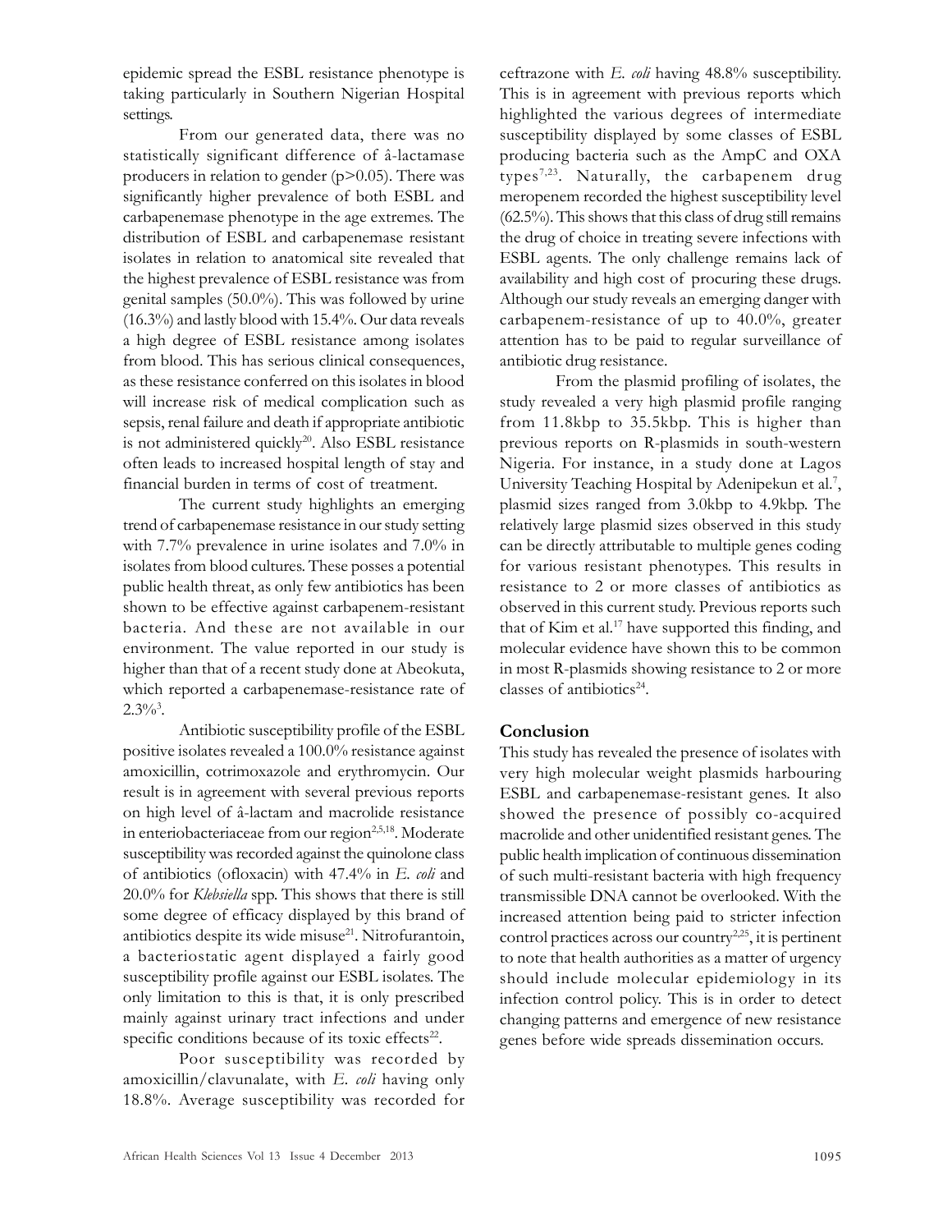epidemic spread the ESBL resistance phenotype is taking particularly in Southern Nigerian Hospital settings.

From our generated data, there was no statistically significant difference of â-lactamase producers in relation to gender ($p>0.05$). There was significantly higher prevalence of both ESBL and carbapenemase phenotype in the age extremes. The distribution of ESBL and carbapenemase resistant isolates in relation to anatomical site revealed that the highest prevalence of ESBL resistance was from genital samples (50.0%). This was followed by urine (16.3%) and lastly blood with 15.4%. Our data reveals a high degree of ESBL resistance among isolates from blood. This has serious clinical consequences, as these resistance conferred on this isolates in blood will increase risk of medical complication such as sepsis, renal failure and death if appropriate antibiotic is not administered quickly[20]. Also ESBL resistance often leads to increased hospital length of stay and financial burden in terms of cost of treatment.

The current study highlights an emerging trend of carbapenemase resistance in our study setting with 7.7% prevalence in urine isolates and 7.0% in isolates from blood cultures. These posses a potential public health threat, as only few antibiotics has been shown to be effective against carbapenem-resistant bacteria. And these are not available in our environment. The value reported in our study is higher than that of a recent study done at Abeokuta, which reported a carbapenemase-resistance rate of 2.3%[3].

Antibiotic susceptibility profile of the ESBL positive isolates revealed a 100.0% resistance against amoxicillin, cotrimoxazole and erythromycin. Our result is in agreement with several previous reports on high level of â-lactam and macrolide resistance in enteriobacteriaceae from our region[2,5,18]. Moderate susceptibility was recorded against the quinolone class of antibiotics (ofloxacin) with 47.4% in *E. coli* and 20.0% for *Klebsiella* spp. This shows that there is still some degree of efficacy displayed by this brand of antibiotics despite its wide misuse[21]. Nitrofurantoin, a bacteriostatic agent displayed a fairly good susceptibility profile against our ESBL isolates. The only limitation to this is that, it is only prescribed mainly against urinary tract infections and under specific conditions because of its toxic effects[22].

Poor susceptibility was recorded by amoxicillin/clavunalate, with *E. coli* having only 18.8%. Average susceptibility was recorded for ceftrazone with *E. coli* having 48.8% susceptibility. This is in agreement with previous reports which highlighted the various degrees of intermediate susceptibility displayed by some classes of ESBL producing bacteria such as the AmpC and OXA types[7,23]. Naturally, the carbapenem drug meropenem recorded the highest susceptibility level (62.5%). This shows that this class of drug still remains the drug of choice in treating severe infections with ESBL agents. The only challenge remains lack of availability and high cost of procuring these drugs. Although our study reveals an emerging danger with carbapenem-resistance of up to 40.0%, greater attention has to be paid to regular surveillance of antibiotic drug resistance.

From the plasmid profiling of isolates, the study revealed a very high plasmid profile ranging from 11.8kbp to 35.5kbp. This is higher than previous reports on R-plasmids in south-western Nigeria. For instance, in a study done at Lagos University Teaching Hospital by Adenipekun et al.[7], plasmid sizes ranged from 3.0kbp to 4.9kbp. The relatively large plasmid sizes observed in this study can be directly attributable to multiple genes coding for various resistant phenotypes. This results in resistance to 2 or more classes of antibiotics as observed in this current study. Previous reports such that of Kim et al.[17] have supported this finding, and molecular evidence have shown this to be common in most R-plasmids showing resistance to 2 or more classes of antibiotics[24].

## Conclusion

This study has revealed the presence of isolates with very high molecular weight plasmids harbouring ESBL and carbapenemase-resistant genes. It also showed the presence of possibly co-acquired macrolide and other unidentified resistant genes. The public health implication of continuous dissemination of such multi-resistant bacteria with high frequency transmissible DNA cannot be overlooked. With the increased attention being paid to stricter infection control practices across our country[2,25], it is pertinent to note that health authorities as a matter of urgency should include molecular epidemiology in its infection control policy. This is in order to detect changing patterns and emergence of new resistance genes before wide spreads dissemination occurs.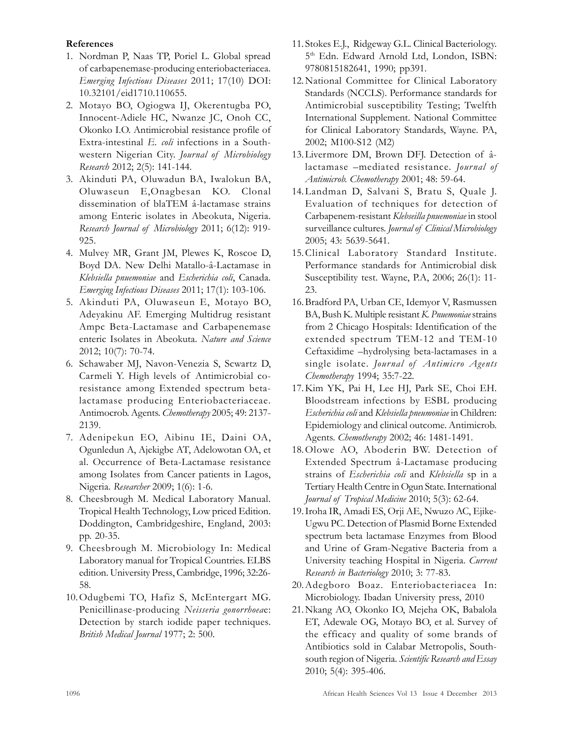**References**

1. Nordman P, Naas TP, Poriel L. Global spread of carbapenemase-producing enteriobacteriacea. *Emerging Infectious Diseases* 2011; 17(10) DOI: 10.32101/eid1710.110655.
2. Motayo BO, Ogiogwa IJ, Okerentugba PO, Innocent-Adiele HC, Nwanze JC, Onoh CC, Okonko I.O. Antimicrobial resistance profile of Extra-intestinal *E. coli* infections in a South-western Nigerian City. *Journal of Microbiology Research* 2012; 2(5): 141-144.
3. Akinduti PA, Oluwadun BA, Iwalokun BA, Oluwaseun E,Onagbesan KO. Clonal dissemination of blaTEM â-lactamase strains among Enteric isolates in Abeokuta, Nigeria. *Research Journal of Microbiology* 2011; 6(12): 919-925.
4. Mulvey MR, Grant JM, Plewes K, Roscoe D, Boyd DA. New Delhi Matallo-â-Lactamase in *Klebsiella pnuemoniae* and *Escherichia coli*, Canada. *Emerging Infectious Diseases* 2011; 17(1): 103-106.
5. Akinduti PA, Oluwaseun E, Motayo BO, Adeyakinu AF. Emerging Multidrug resistant Ampc Beta-Lactamase and Carbapenemase enteric Isolates in Abeokuta. *Nature and Science* 2012; 10(7): 70-74.
6. Schawaber MJ, Navon-Venezia S, Scwartz D, Carmeli Y. High levels of Antimicrobial co-resistance among Extended spectrum beta-lactamase producing Enteriobacteriaceae. Antimocrob. Agents. *Chemotherapy* 2005; 49: 2137-2139.
7. Adenipekun EO, Aibinu IE, Daini OA, Ogunledun A, Ajekigbe AT, Adelowotan OA, et al. Occurrence of Beta-Lactamase resistance among Isolates from Cancer patients in Lagos, Nigeria. *Researcher* 2009; 1(6): 1-6.
8. Cheesbrough M. Medical Laboratory Manual. Tropical Health Technology, Low priced Edition. Doddington, Cambridgeshire, England, 2003: pp. 20-35.
9. Cheesbrough M. Microbiology In: Medical Laboratory manual for Tropical Countries. ELBS edition. University Press, Cambridge, 1996; 32:26-58.
10. Odugbemi TO, Hafiz S, McEntergart MG. Penicillinase-producing *Neisseria gonorrhoea*e: Detection by starch iodide paper techniques. *British Medical Journal* 1977; 2: 500.
11. Stokes E.J., Ridgeway G.L. Clinical Bacteriology. 5th Edn. Edward Arnold Ltd, London, ISBN: 9780815182641, 1990; pp391.
12. National Committee for Clinical Laboratory Standards (NCCLS). Performance standards for Antimicrobial susceptibility Testing; Twelfth International Supplement. National Committee for Clinical Laboratory Standards, Wayne. PA, 2002; M100-S12 (M2)
13. Livermore DM, Brown DFJ. Detection of â-lactamase –mediated resistance. *Journal of Antimicrob. Chemotherapy* 2001; 48: 59-64.
14. Landman D, Salvani S, Bratu S, Quale J. Evaluation of techniques for detection of Carbapenem-resistant *Klebseilla pnuemoniae* in stool surveillance cultures. *Journal of Clinical Microbiology* 2005; 43: 5639-5641.
15. Clinical Laboratory Standard Institute. Performance standards for Antimicrobial disk Susceptibility test. Wayne, P.A, 2006; 26(1): 11-23.
16. Bradford PA, Urban CE, Idemyor V, Rasmussen BA, Bush K. Multiple resistant *K. Pnuemoniae* strains from 2 Chicago Hospitals: Identification of the extended spectrum TEM-12 and TEM-10 Ceftaxidime –hydrolysing beta-lactamases in a single isolate. *Journal of Antimicro Agents Chemotherapy* 1994; 35:7-22.
17. Kim YK, Pai H, Lee HJ, Park SE, Choi EH. Bloodstream infections by ESBL producing *Escherichia coli* and *Klebsiella pneumoniae* in Children: Epidemiology and clinical outcome. Antimicrob. Agents. *Chemotherapy* 2002; 46: 1481-1491.
18. Olowe AO, Aboderin BW. Detection of Extended Spectrum â-Lactamase producing strains of *Escherichia coli* and *Klebsiella* sp in a Tertiary Health Centre in Ogun State. *International Journal of Tropical Medicine* 2010; 5(3): 62-64.
19. Iroha IR, Amadi ES, Orji AE, Nwuzo AC, Ejike-Ugwu PC. Detection of Plasmid Borne Extended spectrum beta lactamase Enzymes from Blood and Urine of Gram-Negative Bacteria from a University teaching Hospital in Nigeria. *Current Research in Bacteriology* 2010; 3: 77-83.
20. Adegboro Boaz. Enteriobacteriacea In: Microbiology. Ibadan University press, 2010
21. Nkang AO, Okonko IO, Mejeha OK, Babalola ET, Adewale OG, Motayo BO, et al. Survey of the efficacy and quality of some brands of Antibiotics sold in Calabar Metropolis, South-south region of Nigeria. *Scientific Research and Essay* 2010; 5(4): 395-406.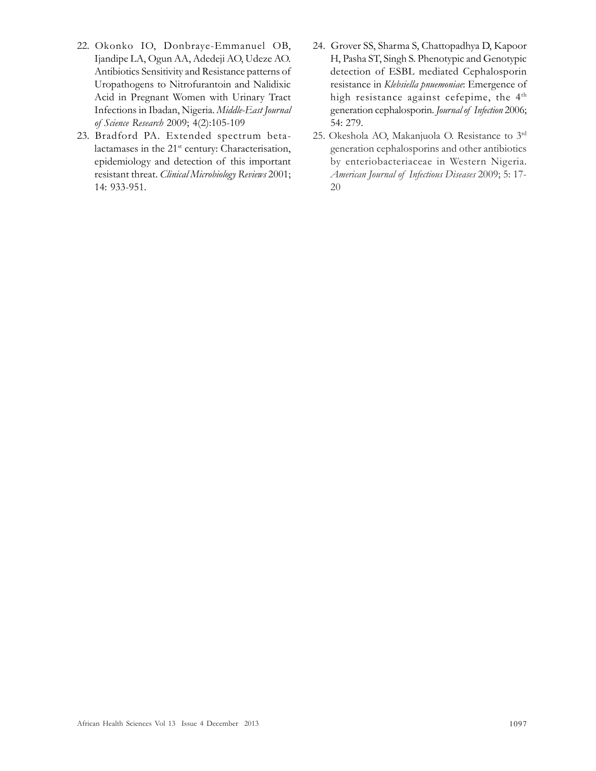22. Okonko IO, Donbraye-Emmanuel OB, Ijandipe LA, Ogun AA, Adedeji AO, Udeze AO. Antibiotics Sensitivity and Resistance patterns of Uropathogens to Nitrofurantoin and Nalidixic Acid in Pregnant Women with Urinary Tract Infections in Ibadan, Nigeria. *Middle-East Journal of Science Research* 2009; 4(2):105-109

23. Bradford PA. Extended spectrum beta-lactamases in the 21st century: Characterisation, epidemiology and detection of this important resistant threat. *Clinical Microbiology Reviews* 2001; 14: 933-951.

24. Grover SS, Sharma S, Chattopadhya D, Kapoor H, Pasha ST, Singh S. Phenotypic and Genotypic detection of ESBL mediated Cephalosporin resistance in *Klebsiella pnuemoniae*: Emergence of high resistance against cefepime, the 4th generation cephalosporin. *Journal of Infection* 2006; 54: 279.

25. Okeshola AO, Makanjuola O. Resistance to 3rd generation cephalosporins and other antibiotics by enteriobacteriaceae in Western Nigeria. *American Journal of Infectious Diseases* 2009; 5: 17-20